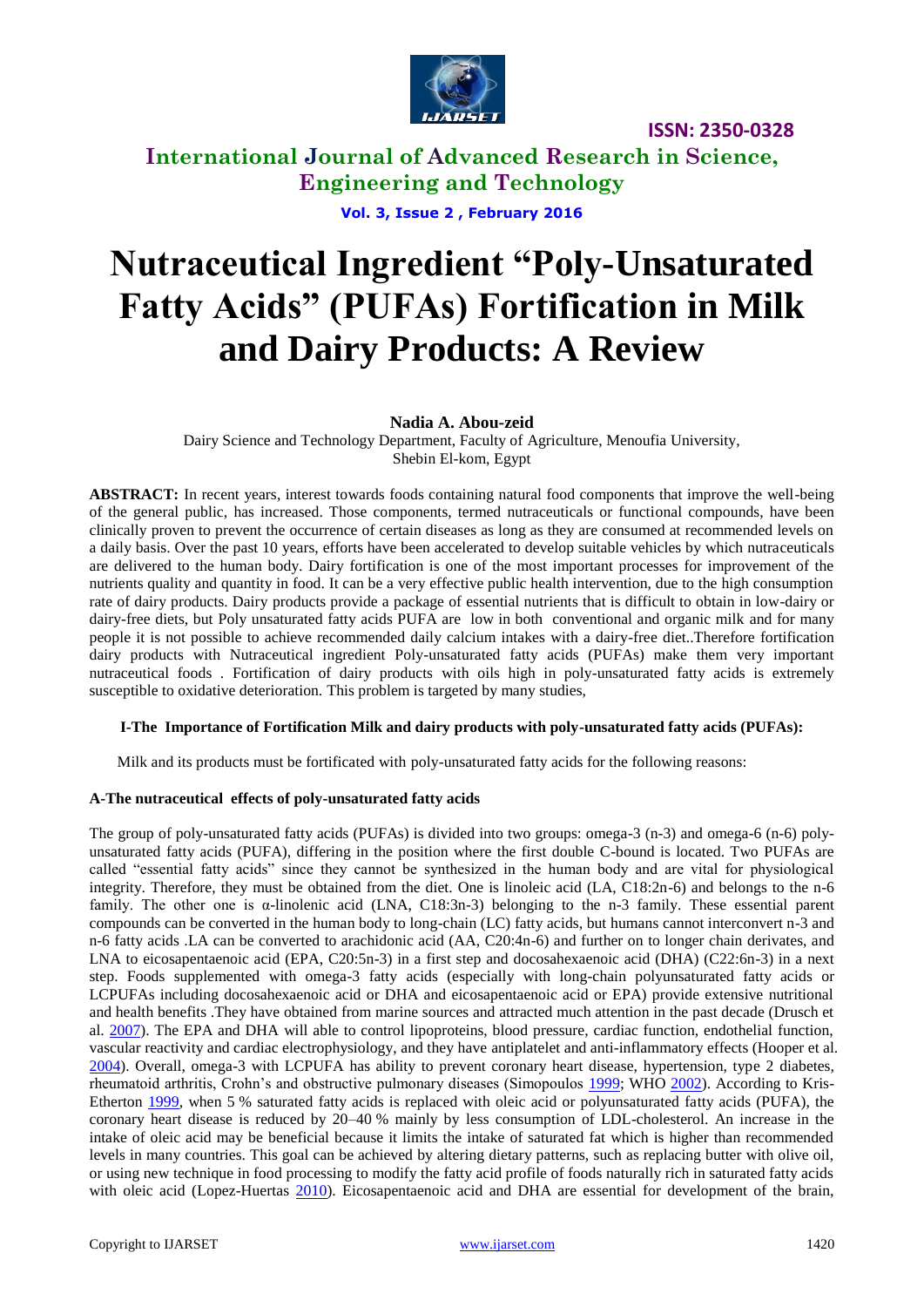# Nutraceutical Ingredient "Poly-Unsaturated Fatty Acids" (PUFAs) Fortification in Milk and Dairy Products: A Review

**Nadia A. Abou-zeid**

Dairy Science and Technology Department, Faculty of Agriculture, Menoufia University, Shebin El-kom, Egypt

**ABSTRACT:** In recent years, interest towards foods containing natural food components that improve the well-being of the general public, has increased. Those components, termed nutraceuticals or functional compounds, have been clinically proven to prevent the occurrence of certain diseases as long as they are consumed at recommended levels on a daily basis. Over the past 10 years, efforts have been accelerated to develop suitable vehicles by which nutraceuticals are delivered to the human body. Dairy fortification is one of the most important processes for improvement of the nutrients quality and quantity in food. It can be a very effective public health intervention, due to the high consumption rate of dairy products. Dairy products provide a package of essential nutrients that is difficult to obtain in low-dairy or dairy-free diets, but Poly unsaturated fatty acids PUFA are low in both conventional and organic milk and for many people it is not possible to achieve recommended daily calcium intakes with a dairy-free diet..Therefore fortification dairy products with Nutraceutical ingredient Poly-unsaturated fatty acids (PUFAs) make them very important nutraceutical foods . Fortification of dairy products with oils high in poly-unsaturated fatty acids is extremely susceptible to oxidative deterioration. This problem is targeted by many studies,

## I-The Importance of Fortification Milk and dairy products with poly-unsaturated fatty acids (PUFAs):

Milk and its products must be fortificated with poly-unsaturated fatty acids for the following reasons:

### A-The nutraceutical effects of poly-unsaturated fatty acids

The group of poly-unsaturated fatty acids (PUFAs) is divided into two groups: omega-3 (n-3) and omega-6 (n-6) poly-unsaturated fatty acids (PUFA), differing in the position where the first double C-bound is located. Two PUFAs are called "essential fatty acids" since they cannot be synthesized in the human body and are vital for physiological integrity. Therefore, they must be obtained from the diet. One is linoleic acid (LA, C18:2n-6) and belongs to the n-6 family. The other one is α-linolenic acid (LNA, C18:3n-3) belonging to the n-3 family. These essential parent compounds can be converted in the human body to long-chain (LC) fatty acids, but humans cannot interconvert n-3 and n-6 fatty acids .LA can be converted to arachidonic acid (AA, C20:4n-6) and further on to longer chain derivates, and LNA to eicosapentaenoic acid (EPA, C20:5n-3) in a first step and docosahexaenoic acid (DHA) (C22:6n-3) in a next step. Foods supplemented with omega-3 fatty acids (especially with long-chain polyunsaturated fatty acids or LCPUFAs including docosahexaenoic acid or DHA and eicosapentaenoic acid or EPA) provide extensive nutritional and health benefits .They have obtained from marine sources and attracted much attention in the past decade (Drusch et al. 2007). The EPA and DHA will able to control lipoproteins, blood pressure, cardiac function, endothelial function, vascular reactivity and cardiac electrophysiology, and they have antiplatelet and anti-inflammatory effects (Hooper et al. 2004). Overall, omega-3 with LCPUFA has ability to prevent coronary heart disease, hypertension, type 2 diabetes, rheumatoid arthritis, Crohn's and obstructive pulmonary diseases (Simopoulos 1999; WHO 2002). According to Kris-Etherton 1999, when 5 % saturated fatty acids is replaced with oleic acid or polyunsaturated fatty acids (PUFA), the coronary heart disease is reduced by 20–40 % mainly by less consumption of LDL-cholesterol. An increase in the intake of oleic acid may be beneficial because it limits the intake of saturated fat which is higher than recommended levels in many countries. This goal can be achieved by altering dietary patterns, such as replacing butter with olive oil, or using new technique in food processing to modify the fatty acid profile of foods naturally rich in saturated fatty acids with oleic acid (Lopez-Huertas 2010). Eicosapentaenoic acid and DHA are essential for development of the brain,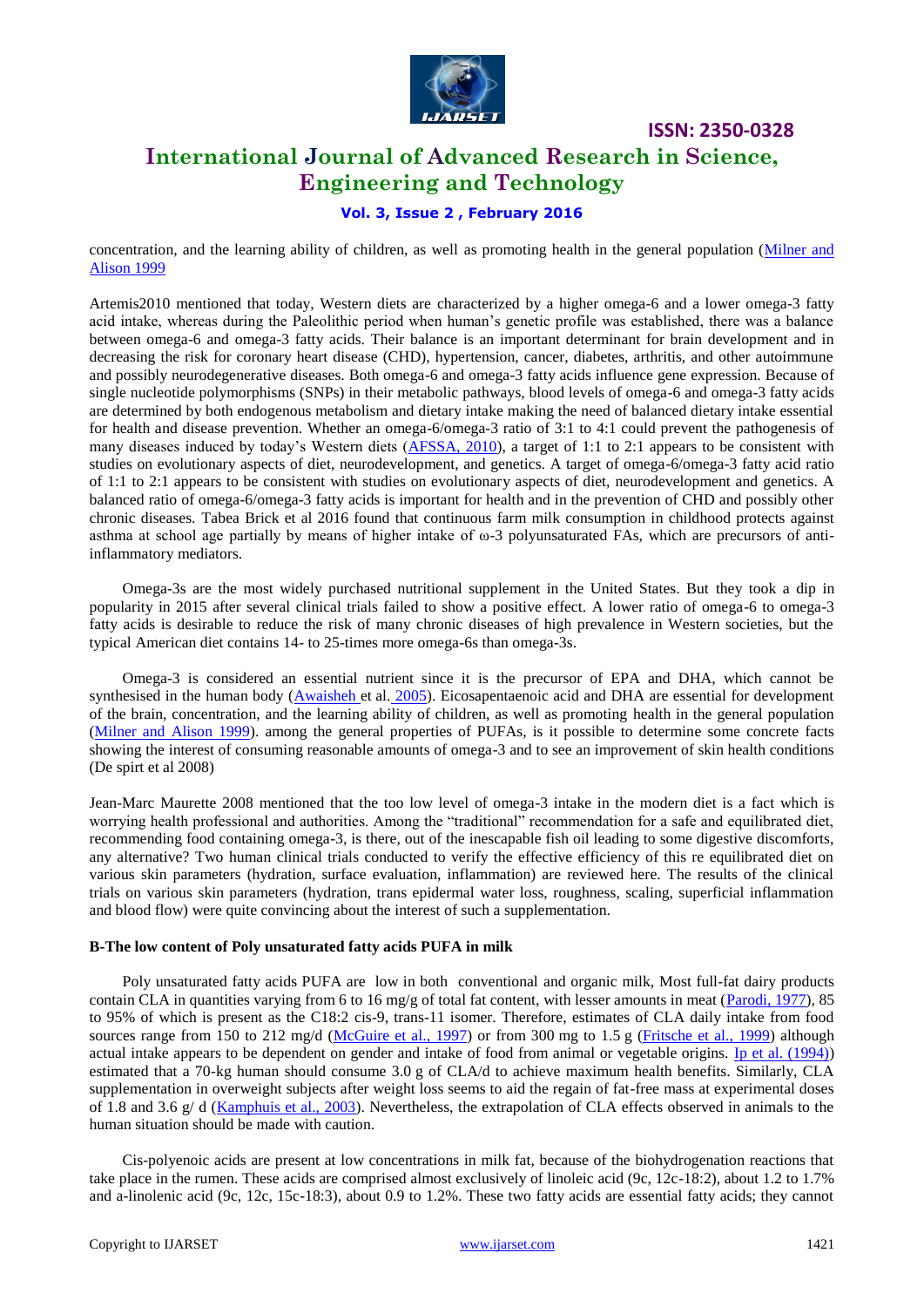concentration, and the learning ability of children, as well as promoting health in the general population (Milner and Alison 1999

Artemis2010 mentioned that today, Western diets are characterized by a higher omega-6 and a lower omega-3 fatty acid intake, whereas during the Paleolithic period when human's genetic profile was established, there was a balance between omega-6 and omega-3 fatty acids. Their balance is an important determinant for brain development and in decreasing the risk for coronary heart disease (CHD), hypertension, cancer, diabetes, arthritis, and other autoimmune and possibly neurodegenerative diseases. Both omega-6 and omega-3 fatty acids influence gene expression. Because of single nucleotide polymorphisms (SNPs) in their metabolic pathways, blood levels of omega-6 and omega-3 fatty acids are determined by both endogenous metabolism and dietary intake making the need of balanced dietary intake essential for health and disease prevention. Whether an omega-6/omega-3 ratio of 3:1 to 4:1 could prevent the pathogenesis of many diseases induced by today's Western diets (AFSSA, 2010), a target of 1:1 to 2:1 appears to be consistent with studies on evolutionary aspects of diet, neurodevelopment, and genetics. A target of omega-6/omega-3 fatty acid ratio of 1:1 to 2:1 appears to be consistent with studies on evolutionary aspects of diet, neurodevelopment and genetics. A balanced ratio of omega-6/omega-3 fatty acids is important for health and in the prevention of CHD and possibly other chronic diseases. Tabea Brick et al 2016 found that continuous farm milk consumption in childhood protects against asthma at school age partially by means of higher intake of ω-3 polyunsaturated FAs, which are precursors of anti-inflammatory mediators.

Omega-3s are the most widely purchased nutritional supplement in the United States. But they took a dip in popularity in 2015 after several clinical trials failed to show a positive effect. A lower ratio of omega-6 to omega-3 fatty acids is desirable to reduce the risk of many chronic diseases of high prevalence in Western societies, but the typical American diet contains 14- to 25-times more omega-6s than omega-3s.

Omega-3 is considered an essential nutrient since it is the precursor of EPA and DHA, which cannot be synthesised in the human body (Awaisheh et al. 2005). Eicosapentaenoic acid and DHA are essential for development of the brain, concentration, and the learning ability of children, as well as promoting health in the general population (Milner and Alison 1999). among the general properties of PUFAs, is it possible to determine some concrete facts showing the interest of consuming reasonable amounts of omega-3 and to see an improvement of skin health conditions (De spirt et al 2008)

Jean-Marc Maurette 2008 mentioned that the too low level of omega-3 intake in the modern diet is a fact which is worrying health professional and authorities. Among the "traditional" recommendation for a safe and equilibrated diet, recommending food containing omega-3, is there, out of the inescapable fish oil leading to some digestive discomforts, any alternative? Two human clinical trials conducted to verify the effective efficiency of this re equilibrated diet on various skin parameters (hydration, surface evaluation, inflammation) are reviewed here. The results of the clinical trials on various skin parameters (hydration, trans epidermal water loss, roughness, scaling, superficial inflammation and blood flow) were quite convincing about the interest of such a supplementation.

**B-The low content of Poly unsaturated fatty acids PUFA in milk**

Poly unsaturated fatty acids PUFA are low in both conventional and organic milk, Most full-fat dairy products contain CLA in quantities varying from 6 to 16 mg/g of total fat content, with lesser amounts in meat (Parodi, 1977), 85 to 95% of which is present as the C18:2 cis-9, trans-11 isomer. Therefore, estimates of CLA daily intake from food sources range from 150 to 212 mg/d (McGuire et al., 1997) or from 300 mg to 1.5 g (Fritsche et al., 1999) although actual intake appears to be dependent on gender and intake of food from animal or vegetable origins. Ip et al. (1994)) estimated that a 70-kg human should consume 3.0 g of CLA/d to achieve maximum health benefits. Similarly, CLA supplementation in overweight subjects after weight loss seems to aid the regain of fat-free mass at experimental doses of 1.8 and 3.6 g/ d (Kamphuis et al., 2003). Nevertheless, the extrapolation of CLA effects observed in animals to the human situation should be made with caution.

Cis-polyenoic acids are present at low concentrations in milk fat, because of the biohydrogenation reactions that take place in the rumen. These acids are comprised almost exclusively of linoleic acid (9c, 12c-18:2), about 1.2 to 1.7% and a-linolenic acid (9c, 12c, 15c-18:3), about 0.9 to 1.2%. These two fatty acids are essential fatty acids; they cannot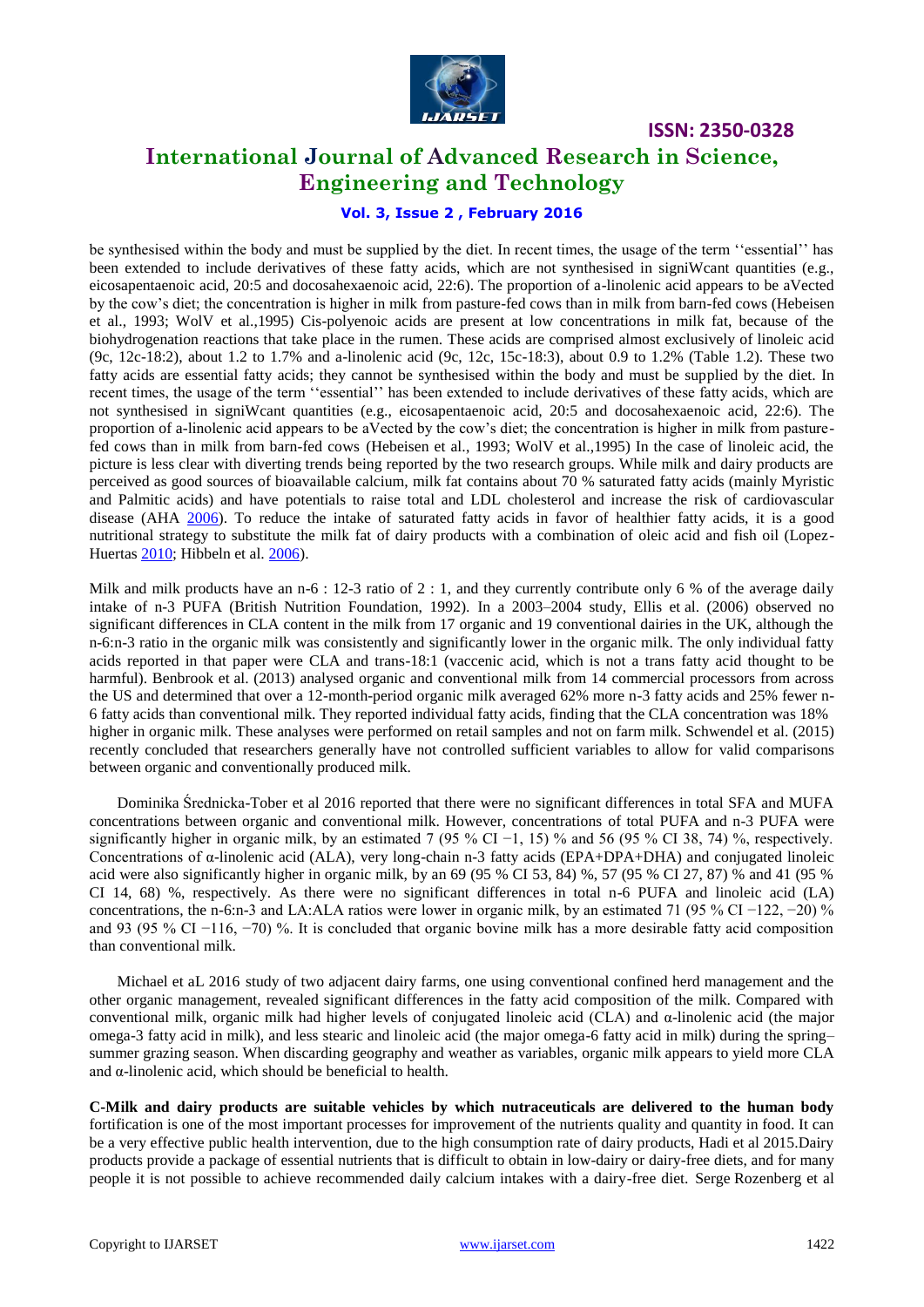be synthesised within the body and must be supplied by the diet. In recent times, the usage of the term ''essential'' has been extended to include derivatives of these fatty acids, which are not synthesised in signiWcant quantities (e.g., eicosapentaenoic acid, 20:5 and docosahexaenoic acid, 22:6). The proportion of a-linolenic acid appears to be aVected by the cow's diet; the concentration is higher in milk from pasture-fed cows than in milk from barn-fed cows (Hebeisen et al., 1993; WolV et al.,1995) Cis-polyenoic acids are present at low concentrations in milk fat, because of the biohydrogenation reactions that take place in the rumen. These acids are comprised almost exclusively of linoleic acid (9c, 12c-18:2), about 1.2 to 1.7% and a-linolenic acid (9c, 12c, 15c-18:3), about 0.9 to 1.2% (Table 1.2). These two fatty acids are essential fatty acids; they cannot be synthesised within the body and must be supplied by the diet. In recent times, the usage of the term ''essential'' has been extended to include derivatives of these fatty acids, which are not synthesised in signiWcant quantities (e.g., eicosapentaenoic acid, 20:5 and docosahexaenoic acid, 22:6). The proportion of a-linolenic acid appears to be aVected by the cow's diet; the concentration is higher in milk from pasture-fed cows than in milk from barn-fed cows (Hebeisen et al., 1993; WolV et al.,1995) In the case of linoleic acid, the picture is less clear with diverting trends being reported by the two research groups. While milk and dairy products are perceived as good sources of bioavailable calcium, milk fat contains about 70 % saturated fatty acids (mainly Myristic and Palmitic acids) and have potentials to raise total and LDL cholesterol and increase the risk of cardiovascular disease (AHA 2006). To reduce the intake of saturated fatty acids in favor of healthier fatty acids, it is a good nutritional strategy to substitute the milk fat of dairy products with a combination of oleic acid and fish oil (Lopez-Huertas 2010; Hibbeln et al. 2006).

Milk and milk products have an n-6 : 12-3 ratio of 2 : 1, and they currently contribute only 6 % of the average daily intake of n-3 PUFA (British Nutrition Foundation, 1992). In a 2003–2004 study, Ellis et al. (2006) observed no significant differences in CLA content in the milk from 17 organic and 19 conventional dairies in the UK, although the n-6:n-3 ratio in the organic milk was consistently and significantly lower in the organic milk. The only individual fatty acids reported in that paper were CLA and trans-18:1 (vaccenic acid, which is not a trans fatty acid thought to be harmful). Benbrook et al. (2013) analysed organic and conventional milk from 14 commercial processors from across the US and determined that over a 12-month-period organic milk averaged 62% more n-3 fatty acids and 25% fewer n-6 fatty acids than conventional milk. They reported individual fatty acids, finding that the CLA concentration was 18% higher in organic milk. These analyses were performed on retail samples and not on farm milk. Schwendel et al. (2015) recently concluded that researchers generally have not controlled sufficient variables to allow for valid comparisons between organic and conventionally produced milk.

Dominika Średnicka-Tober et al 2016 reported that there were no significant differences in total SFA and MUFA concentrations between organic and conventional milk. However, concentrations of total PUFA and n-3 PUFA were significantly higher in organic milk, by an estimated 7 (95 % CI −1, 15) % and 56 (95 % CI 38, 74) %, respectively. Concentrations of α-linolenic acid (ALA), very long-chain n-3 fatty acids (EPA+DPA+DHA) and conjugated linoleic acid were also significantly higher in organic milk, by an 69 (95 % CI 53, 84) %, 57 (95 % CI 27, 87) % and 41 (95 % CI 14, 68) %, respectively. As there were no significant differences in total n-6 PUFA and linoleic acid (LA) concentrations, the n-6:n-3 and LA:ALA ratios were lower in organic milk, by an estimated 71 (95 % CI −122, −20) % and 93 (95 % CI −116, −70) %. It is concluded that organic bovine milk has a more desirable fatty acid composition than conventional milk.

Michael et aL 2016 study of two adjacent dairy farms, one using conventional confined herd management and the other organic management, revealed significant differences in the fatty acid composition of the milk. Compared with conventional milk, organic milk had higher levels of conjugated linoleic acid (CLA) and α-linolenic acid (the major omega-3 fatty acid in milk), and less stearic and linoleic acid (the major omega-6 fatty acid in milk) during the spring–summer grazing season. When discarding geography and weather as variables, organic milk appears to yield more CLA and α-linolenic acid, which should be beneficial to health.

**C-Milk and dairy products are suitable vehicles by which nutraceuticals are delivered to the human body** fortification is one of the most important processes for improvement of the nutrients quality and quantity in food. It can be a very effective public health intervention, due to the high consumption rate of dairy products, Hadi et al 2015.Dairy products provide a package of essential nutrients that is difficult to obtain in low-dairy or dairy-free diets, and for many people it is not possible to achieve recommended daily calcium intakes with a dairy-free diet. Serge Rozenberg et al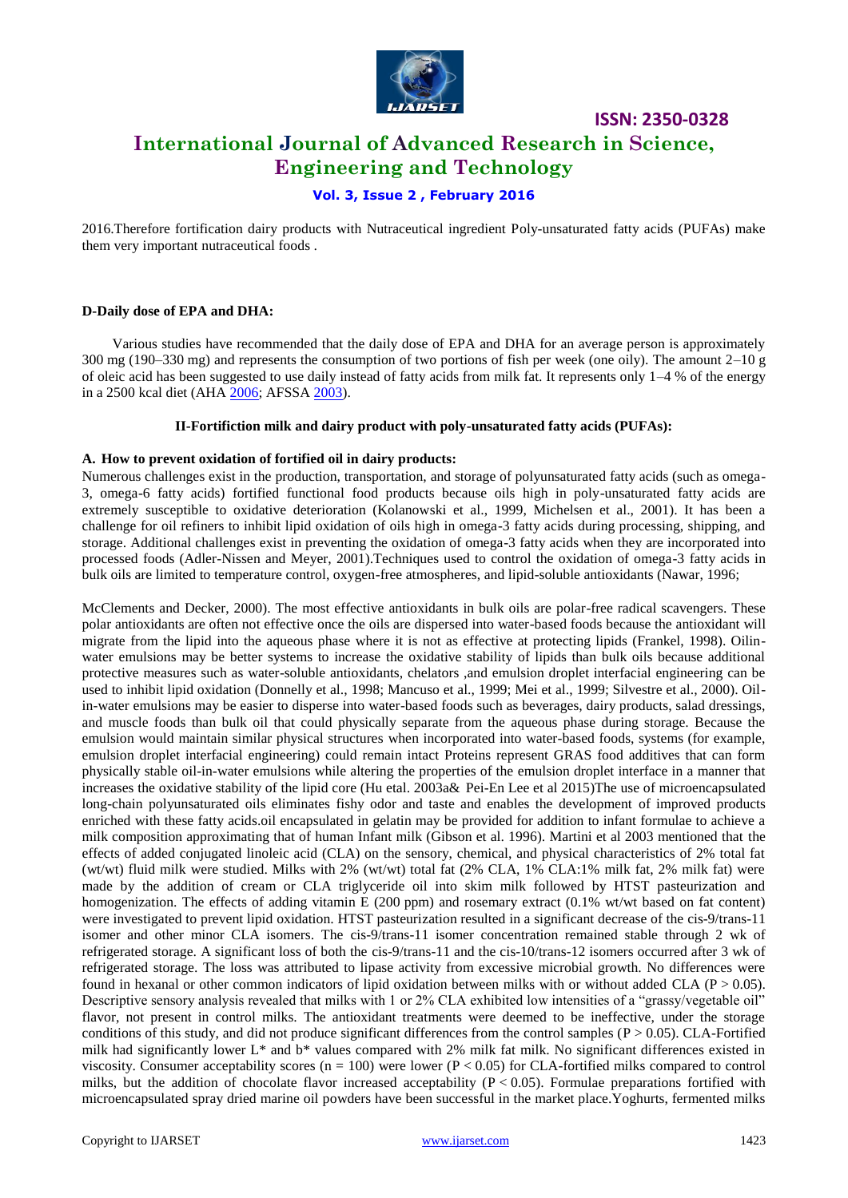2016.Therefore fortification dairy products with Nutraceutical ingredient Poly-unsaturated fatty acids (PUFAs) make them very important nutraceutical foods .

**D-Daily dose of EPA and DHA:**

Various studies have recommended that the daily dose of EPA and DHA for an average person is approximately 300 mg (190–330 mg) and represents the consumption of two portions of fish per week (one oily). The amount 2–10 g of oleic acid has been suggested to use daily instead of fatty acids from milk fat. It represents only 1–4 % of the energy in a 2500 kcal diet (AHA 2006; AFSSA 2003).

**II-Fortifiction milk and dairy product with poly-unsaturated fatty acids (PUFAs):**

**A. How to prevent oxidation of fortified oil in dairy products:**

Numerous challenges exist in the production, transportation, and storage of polyunsaturated fatty acids (such as omega-3, omega-6 fatty acids) fortified functional food products because oils high in poly-unsaturated fatty acids are extremely susceptible to oxidative deterioration (Kolanowski et al., 1999, Michelsen et al., 2001). It has been a challenge for oil refiners to inhibit lipid oxidation of oils high in omega-3 fatty acids during processing, shipping, and storage. Additional challenges exist in preventing the oxidation of omega-3 fatty acids when they are incorporated into processed foods (Adler-Nissen and Meyer, 2001).Techniques used to control the oxidation of omega-3 fatty acids in bulk oils are limited to temperature control, oxygen-free atmospheres, and lipid-soluble antioxidants (Nawar, 1996;

McClements and Decker, 2000). The most effective antioxidants in bulk oils are polar-free radical scavengers. These polar antioxidants are often not effective once the oils are dispersed into water-based foods because the antioxidant will migrate from the lipid into the aqueous phase where it is not as effective at protecting lipids (Frankel, 1998). Oilin-water emulsions may be better systems to increase the oxidative stability of lipids than bulk oils because additional protective measures such as water-soluble antioxidants, chelators ,and emulsion droplet interfacial engineering can be used to inhibit lipid oxidation (Donnelly et al., 1998; Mancuso et al., 1999; Mei et al., 1999; Silvestre et al., 2000). Oil-in-water emulsions may be easier to disperse into water-based foods such as beverages, dairy products, salad dressings, and muscle foods than bulk oil that could physically separate from the aqueous phase during storage. Because the emulsion would maintain similar physical structures when incorporated into water-based foods, systems (for example, emulsion droplet interfacial engineering) could remain intact Proteins represent GRAS food additives that can form physically stable oil-in-water emulsions while altering the properties of the emulsion droplet interface in a manner that increases the oxidative stability of the lipid core (Hu etal. 2003a& Pei-En Lee et al 2015)The use of microencapsulated long-chain polyunsaturated oils eliminates fishy odor and taste and enables the development of improved products enriched with these fatty acids.oil encapsulated in gelatin may be provided for addition to infant formulae to achieve a milk composition approximating that of human Infant milk (Gibson et al. 1996). Martini et al 2003 mentioned that the effects of added conjugated linoleic acid (CLA) on the sensory, chemical, and physical characteristics of 2% total fat (wt/wt) fluid milk were studied. Milks with 2% (wt/wt) total fat (2% CLA, 1% CLA:1% milk fat, 2% milk fat) were made by the addition of cream or CLA triglyceride oil into skim milk followed by HTST pasteurization and homogenization. The effects of adding vitamin E (200 ppm) and rosemary extract (0.1% wt/wt based on fat content) were investigated to prevent lipid oxidation. HTST pasteurization resulted in a significant decrease of the cis-9/trans-11 isomer and other minor CLA isomers. The cis-9/trans-11 isomer concentration remained stable through 2 wk of refrigerated storage. A significant loss of both the cis-9/trans-11 and the cis-10/trans-12 isomers occurred after 3 wk of refrigerated storage. The loss was attributed to lipase activity from excessive microbial growth. No differences were found in hexanal or other common indicators of lipid oxidation between milks with or without added CLA ($P > 0.05$). Descriptive sensory analysis revealed that milks with 1 or 2% CLA exhibited low intensities of a "grassy/vegetable oil" flavor, not present in control milks. The antioxidant treatments were deemed to be ineffective, under the storage conditions of this study, and did not produce significant differences from the control samples ($P > 0.05$). CLA-Fortified milk had significantly lower L* and b* values compared with 2% milk fat milk. No significant differences existed in viscosity. Consumer acceptability scores ($n = 100$) were lower ($P < 0.05$) for CLA-fortified milks compared to control milks, but the addition of chocolate flavor increased acceptability ($P < 0.05$). Formulae preparations fortified with microencapsulated spray dried marine oil powders have been successful in the market place.Yoghurts, fermented milks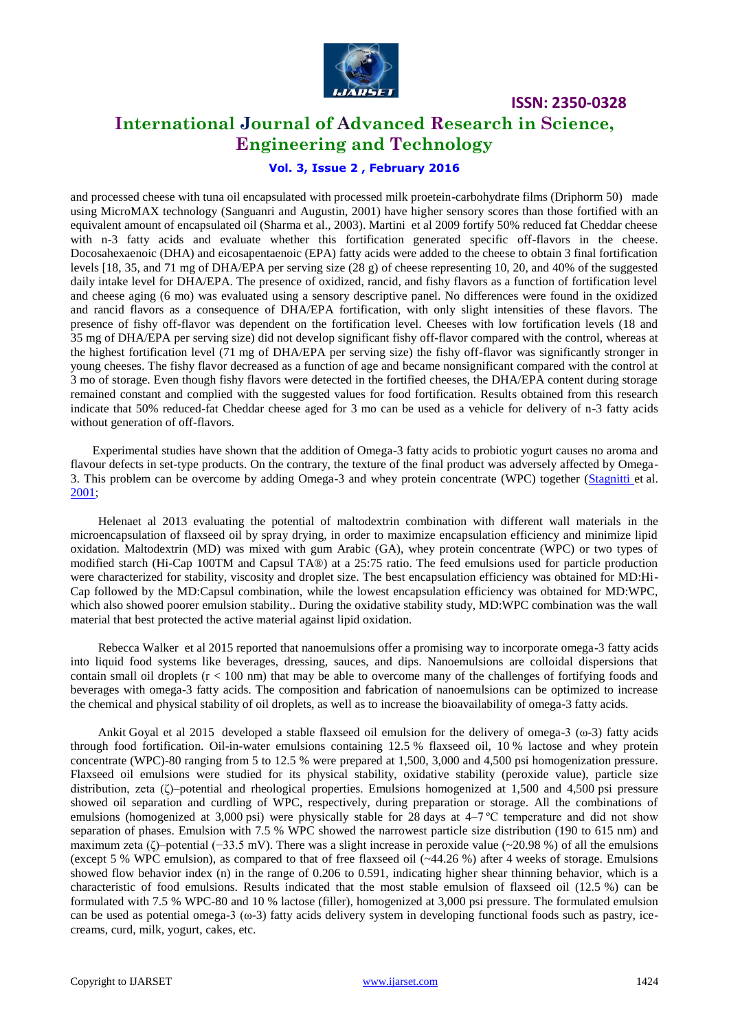and processed cheese with tuna oil encapsulated with processed milk proetein-carbohydrate films (Driphorm 50) made using MicroMAX technology (Sanguanri and Augustin, 2001) have higher sensory scores than those fortified with an equivalent amount of encapsulated oil (Sharma et al., 2003). Martini et al 2009 fortify 50% reduced fat Cheddar cheese with n-3 fatty acids and evaluate whether this fortification generated specific off-flavors in the cheese. Docosahexaenoic (DHA) and eicosapentaenoic (EPA) fatty acids were added to the cheese to obtain 3 final fortification levels [18, 35, and 71 mg of DHA/EPA per serving size (28 g) of cheese representing 10, 20, and 40% of the suggested daily intake level for DHA/EPA. The presence of oxidized, rancid, and fishy flavors as a function of fortification level and cheese aging (6 mo) was evaluated using a sensory descriptive panel. No differences were found in the oxidized and rancid flavors as a consequence of DHA/EPA fortification, with only slight intensities of these flavors. The presence of fishy off-flavor was dependent on the fortification level. Cheeses with low fortification levels (18 and 35 mg of DHA/EPA per serving size) did not develop significant fishy off-flavor compared with the control, whereas at the highest fortification level (71 mg of DHA/EPA per serving size) the fishy off-flavor was significantly stronger in young cheeses. The fishy flavor decreased as a function of age and became nonsignificant compared with the control at 3 mo of storage. Even though fishy flavors were detected in the fortified cheeses, the DHA/EPA content during storage remained constant and complied with the suggested values for food fortification. Results obtained from this research indicate that 50% reduced-fat Cheddar cheese aged for 3 mo can be used as a vehicle for delivery of n-3 fatty acids without generation of off-flavors.

Experimental studies have shown that the addition of Omega-3 fatty acids to probiotic yogurt causes no aroma and flavour defects in set-type products. On the contrary, the texture of the final product was adversely affected by Omega-3. This problem can be overcome by adding Omega-3 and whey protein concentrate (WPC) together (Stagnitti et al. 2001;

Helenaet al 2013 evaluating the potential of maltodextrin combination with different wall materials in the microencapsulation of flaxseed oil by spray drying, in order to maximize encapsulation efficiency and minimize lipid oxidation. Maltodextrin (MD) was mixed with gum Arabic (GA), whey protein concentrate (WPC) or two types of modified starch (Hi-Cap 100TM and Capsul TA®) at a 25:75 ratio. The feed emulsions used for particle production were characterized for stability, viscosity and droplet size. The best encapsulation efficiency was obtained for MD:Hi-Cap followed by the MD:Capsul combination, while the lowest encapsulation efficiency was obtained for MD:WPC, which also showed poorer emulsion stability.. During the oxidative stability study, MD:WPC combination was the wall material that best protected the active material against lipid oxidation.

Rebecca Walker et al 2015 reported that nanoemulsions offer a promising way to incorporate omega-3 fatty acids into liquid food systems like beverages, dressing, sauces, and dips. Nanoemulsions are colloidal dispersions that contain small oil droplets ($r < 100$ nm) that may be able to overcome many of the challenges of fortifying foods and beverages with omega-3 fatty acids. The composition and fabrication of nanoemulsions can be optimized to increase the chemical and physical stability of oil droplets, as well as to increase the bioavailability of omega-3 fatty acids.

Ankit Goyal et al 2015 developed a stable flaxseed oil emulsion for the delivery of omega-3 (ω-3) fatty acids through food fortification. Oil-in-water emulsions containing 12.5 % flaxseed oil, 10 % lactose and whey protein concentrate (WPC)-80 ranging from 5 to 12.5 % were prepared at 1,500, 3,000 and 4,500 psi homogenization pressure. Flaxseed oil emulsions were studied for its physical stability, oxidative stability (peroxide value), particle size distribution, zeta (ζ)–potential and rheological properties. Emulsions homogenized at 1,500 and 4,500 psi pressure showed oil separation and curdling of WPC, respectively, during preparation or storage. All the combinations of emulsions (homogenized at 3,000 psi) were physically stable for 28 days at 4–7 ºC temperature and did not show separation of phases. Emulsion with 7.5 % WPC showed the narrowest particle size distribution (190 to 615 nm) and maximum zeta (ζ)–potential (−33.5 mV). There was a slight increase in peroxide value (~20.98 %) of all the emulsions (except 5 % WPC emulsion), as compared to that of free flaxseed oil (~44.26 %) after 4 weeks of storage. Emulsions showed flow behavior index (n) in the range of 0.206 to 0.591, indicating higher shear thinning behavior, which is a characteristic of food emulsions. Results indicated that the most stable emulsion of flaxseed oil (12.5 %) can be formulated with 7.5 % WPC-80 and 10 % lactose (filler), homogenized at 3,000 psi pressure. The formulated emulsion can be used as potential omega-3 (ω-3) fatty acids delivery system in developing functional foods such as pastry, ice-creams, curd, milk, yogurt, cakes, etc.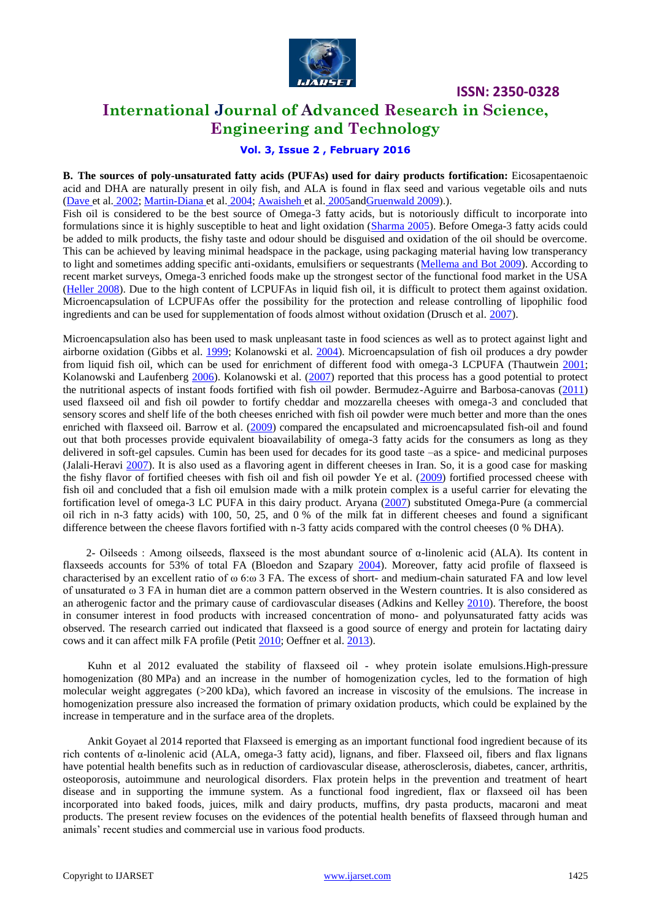**B. The sources of poly-unsaturated fatty acids (PUFAs) used for dairy products fortification:** Eicosapentaenoic acid and DHA are naturally present in oily fish, and ALA is found in flax seed and various vegetable oils and nuts (Dave et al. 2002; Martin-Diana et al. 2004; Awaisheh et al. 2005andGruenwald 2009).).

Fish oil is considered to be the best source of Omega-3 fatty acids, but is notoriously difficult to incorporate into formulations since it is highly susceptible to heat and light oxidation (Sharma 2005). Before Omega-3 fatty acids could be added to milk products, the fishy taste and odour should be disguised and oxidation of the oil should be overcome. This can be achieved by leaving minimal headspace in the package, using packaging material having low transparency to light and sometimes adding specific anti-oxidants, emulsifiers or sequestrants (Mellema and Bot 2009). According to recent market surveys, Omega-3 enriched foods make up the strongest sector of the functional food market in the USA (Heller 2008). Due to the high content of LCPUFAs in liquid fish oil, it is difficult to protect them against oxidation. Microencapsulation of LCPUFAs offer the possibility for the protection and release controlling of lipophilic food ingredients and can be used for supplementation of foods almost without oxidation (Drusch et al. 2007).

Microencapsulation also has been used to mask unpleasant taste in food sciences as well as to protect against light and airborne oxidation (Gibbs et al. 1999; Kolanowski et al. 2004). Microencapsulation of fish oil produces a dry powder from liquid fish oil, which can be used for enrichment of different food with omega-3 LCPUFA (Thautwein 2001; Kolanowski and Laufenberg 2006). Kolanowski et al. (2007) reported that this process has a good potential to protect the nutritional aspects of instant foods fortified with fish oil powder. Bermudez-Aguirre and Barbosa-canovas (2011) used flaxseed oil and fish oil powder to fortify cheddar and mozzarella cheeses with omega-3 and concluded that sensory scores and shelf life of the both cheeses enriched with fish oil powder were much better and more than the ones enriched with flaxseed oil. Barrow et al. (2009) compared the encapsulated and microencapsulated fish-oil and found out that both processes provide equivalent bioavailability of omega-3 fatty acids for the consumers as long as they delivered in soft-gel capsules. Cumin has been used for decades for its good taste –as a spice- and medicinal purposes (Jalali-Heravi 2007). It is also used as a flavoring agent in different cheeses in Iran. So, it is a good case for masking the fishy flavor of fortified cheeses with fish oil and fish oil powder Ye et al. (2009) fortified processed cheese with fish oil and concluded that a fish oil emulsion made with a milk protein complex is a useful carrier for elevating the fortification level of omega-3 LC PUFA in this dairy product. Aryana (2007) substituted Omega-Pure (a commercial oil rich in n-3 fatty acids) with 100, 50, 25, and 0 % of the milk fat in different cheeses and found a significant difference between the cheese flavors fortified with n-3 fatty acids compared with the control cheeses (0 % DHA).

2- Oilseeds : Among oilseeds, flaxseed is the most abundant source of α-linolenic acid (ALA). Its content in flaxseeds accounts for 53% of total FA (Bloedon and Szapary 2004). Moreover, fatty acid profile of flaxseed is characterised by an excellent ratio of ω 6:ω 3 FA. The excess of short- and medium-chain saturated FA and low level of unsaturated ω 3 FA in human diet are a common pattern observed in the Western countries. It is also considered as an atherogenic factor and the primary cause of cardiovascular diseases (Adkins and Kelley 2010). Therefore, the boost in consumer interest in food products with increased concentration of mono- and polyunsaturated fatty acids was observed. The research carried out indicated that flaxseed is a good source of energy and protein for lactating dairy cows and it can affect milk FA profile (Petit 2010; Oeffner et al. 2013).

Kuhn et al 2012 evaluated the stability of flaxseed oil - whey protein isolate emulsions.High-pressure homogenization (80 MPa) and an increase in the number of homogenization cycles, led to the formation of high molecular weight aggregates (>200 kDa), which favored an increase in viscosity of the emulsions. The increase in homogenization pressure also increased the formation of primary oxidation products, which could be explained by the increase in temperature and in the surface area of the droplets.

Ankit Goyaet al 2014 reported that Flaxseed is emerging as an important functional food ingredient because of its rich contents of α-linolenic acid (ALA, omega-3 fatty acid), lignans, and fiber. Flaxseed oil, fibers and flax lignans have potential health benefits such as in reduction of cardiovascular disease, atherosclerosis, diabetes, cancer, arthritis, osteoporosis, autoimmune and neurological disorders. Flax protein helps in the prevention and treatment of heart disease and in supporting the immune system. As a functional food ingredient, flax or flaxseed oil has been incorporated into baked foods, juices, milk and dairy products, muffins, dry pasta products, macaroni and meat products. The present review focuses on the evidences of the potential health benefits of flaxseed through human and animals' recent studies and commercial use in various food products.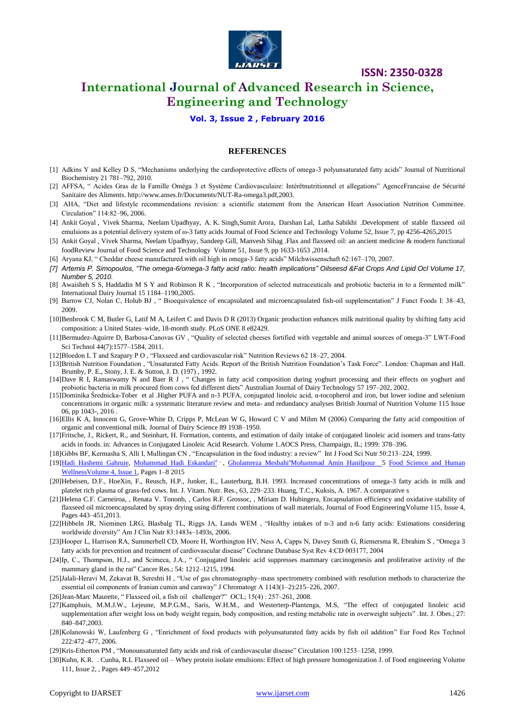## REFERENCES

[1] Adkins Y and Kelley D S, "Mechanisms underlying the cardioprotective effects of omega-3 polyunsaturated fatty acids" Journal of Nutritional Biochemistry 21 781–792, 2010.

[2] AFFSA, " Acides Gras de la Famille Oméga 3 et Système Cardiovasculaire: Intérêtnutritionnel et allegations" AgenceFrancaise de Sécurité Sanitaire des Aliments. http://www.anses.fr/Documents/NUT-Ra-omega3.pdf,2003.

[3] AHA, "Diet and lifestyle recommendations revision: a scientific statement from the American Heart Association Nutrition Committee. Circulation" 114:82–96, 2006.

[4] Ankit Goyal , Vivek Sharma, Neelam Upadhyay, A. K. Singh,Sumit Arora, Darshan Lal, Latha Sabikhi .Development of stable flaxseed oil emulsions as a potential delivery system of ω-3 fatty acids Journal of Food Science and Technology Volume 52, Issue 7, pp 4256-4265,2015

[5] Ankit Goyal , Vivek Sharma, Neelam Upadhyay, Sandeep Gill, Manvesh Sihag .Flax and flaxseed oil: an ancient medicine & modern functional foodReview Journal of Food Science and Technology Volume 51, Issue 9, pp 1633-1653 ,2014.

[6] Aryana KJ, " Cheddar cheese manufactured with oil high in omega-3 fatty acids" Milchwissenschaft 62:167–170, 2007.

*[7] Artemis P. Simopoulos, "The omega-6/omega-3 fatty acid ratio: health implications" Oilseesd &Fat Crops And Lipid Ocl Volume 17, Number 5, 2010.*

[8] Awaisheh S S, Haddadin M S Y and Robinson R K , "Incorporation of selected nutraceuticals and probiotic bacteria in to a fermented milk" International Dairy Journal 15 1184–1190,2005.

[9] Barrow CJ, Nolan C, Holub BJ , " Bioequivalence of encapsulated and microencapsulated fish-oil supplementation" J Funct Foods I: 38–43, 2009.

[10]Benbrook C M, Butler G, Latif M A, Leifert C and Davis D R (2013) Organic production enhances milk nutritional quality by shifting fatty acid composition: a United States–wide, 18-month study. PLoS ONE 8 e82429.

[11]Bermudez-Aguirre D, Barbosa-Canovas GV , "Quality of selected cheeses fortified with vegetable and animal sources of omega-3" LWT-Food Sci Technol 44(7):1577–1584, 2011.

[12]Bloedon L T and Szapary P O , "Flaxseed and cardiovascular risk" Nutrition Reviews 62 18–27, 2004.

[13]British Nutrition Foundation , "Unsaturated Fatty Acids. Report of the British Nutrition Foundation's Task Force". London: Chapman and Hall. Brumby, P. E., Stony, J. E. & Sutton, J. D. (197) , 1992.

[14]Dave R I, Ramaswamy N and Baer R J , " Changes in fatty acid composition during yoghurt processing and their effects on yoghurt and probiotic bacteria in milk procured from cows fed different diets" Australian Journal of Dairy Technology 57 197–202, 2002.

[15]Dominika Średnicka-Tober et al .Higher PUFA and n-3 PUFA, conjugated linoleic acid, α-tocopherol and iron, but lower iodine and selenium concentrations in organic milk: a systematic literature review and meta- and redundancy analyses British Journal of Nutrition Volume 115 Issue 06, pp 1043-, 2016 .

[16]Ellis K A, Innocent G, Grove-White D, Cripps P, McLean W G, Howard C V and Mihm M (2006) Comparing the fatty acid composition of organic and conventional milk. Journal of Dairy Science 89 1938–1950.

[17]Fritsche, J., Rickert, R., and Steinhart, H. Formation, contents, and estimation of daily intake of conjugated linoleic acid isomers and trans-fatty acids in foods. in: Advances in Conjugated Linoleic Acid Research. Volume 1.AOCS Press, Champaign, IL; 1999: 378–396.

[18]Gibbs BF, Kermasha S, Alli I, Mullingan CN , "Encapsulation in the food industry: a review" Int J Food Sci Nutr 50:213–224, 1999.

[19]Hadi Hashemi Gahruie, Mohammad Hadi Eskandari[a], Gholamreza Mesbahi[a]Mohammad Amin Hanifpour 5 Food Science and Human WellnessVolume 4, Issue 1, Pages 1–8 2015

[20]Hebeisen, D.F., HoeXin, F., Reusch, H.P., Junker, E., Lauterburg, B.H. 1993. Increased concentrations of omega-3 fatty acids in milk and platelet rich plasma of grass-fed cows. Int. J. Vitam. Nutr. Res., 63, 229–233. Huang, T.C., Kuksis, A. 1967. A comparative s

[21]Helena C.F. Carneiroa, , Renata V. Tononb, , Carlos R.F. Grossoc, , Míriam D. Hubingera, Encapsulation efficiency and oxidative stability of flaxseed oil microencapsulated by spray drying using different combinations of wall materials, Journal of Food EngineeringVolume 115, Issue 4, Pages 443–451,2013.

[22]Hibbeln JR, Nieminen LRG, Blasbalg TL, Riggs JA, Lands WEM , "Healthy intakes of n-3 and n-6 fatty acids: Estimations considering worldwide diversity" Am J Clin Nutr 83:1483s–1493s, 2006.

[23]Hooper L, Harrison RA, Summerbell CD, Moore H, Worthington HV, Ness A, Capps N, Davey Smith G, Riemersma R, Ebrahim S , "Omega 3 fatty acids for prevention and treatment of cardiovascular disease" Cochrane Database Syst Rev 4:CD 003177, 2004

[24]Ip, C., Thompson, H.J., and Scimeca, J.A., " Conjugated linoleic acid suppresses mammary carcinogenesis and proliferative activity of the mammary gland in the rat" Cancer Res.; 54: 1212–1215, 1994.

[25]Jalali-Heravi M, Zekavat B, Sereshti H , "Use of gas chromatography–mass spectrometry combined with resolution methods to characterize the essential oil components of Iranian cumin and caraway" J Chromatogr A 1143(1–2):215–226, 2007.

[26]Jean-Marc Maurette, " Flaxseed oil, a fish oil challenger?" OCL; 15(4) : 257–261, 2008.

[27]Kamphuis, M.M.J.W., Lejeune, M.P.G.M., Saris, W.H.M., and Westerterp-Plantenga, M.S, "The effect of conjugated linoleic acid supplementation after weight loss on body weight regain, body composition, and resting metabolic rate in overweight subjects" .Int. J. Obes.; 27: 840–847,2003.

[28]Kolanowski W, Laufenberg G , "Enrichment of food products with polyunsaturated fatty acids by fish oil addition" Eur Food Res Technol 222:472–477, 2006.

[29]Kris-Etherton PM , "Monounsaturated fatty acids and risk of cardiovascular disease" Circulation 100:1253–1258, 1999.

[30]Kuhn, K.R. . Cunha, R.L Flaxseed oil – Whey protein isolate emulsions: Effect of high pressure homogenization J. of Food engineering Volume 111, Issue 2, , Pages 449–457,2012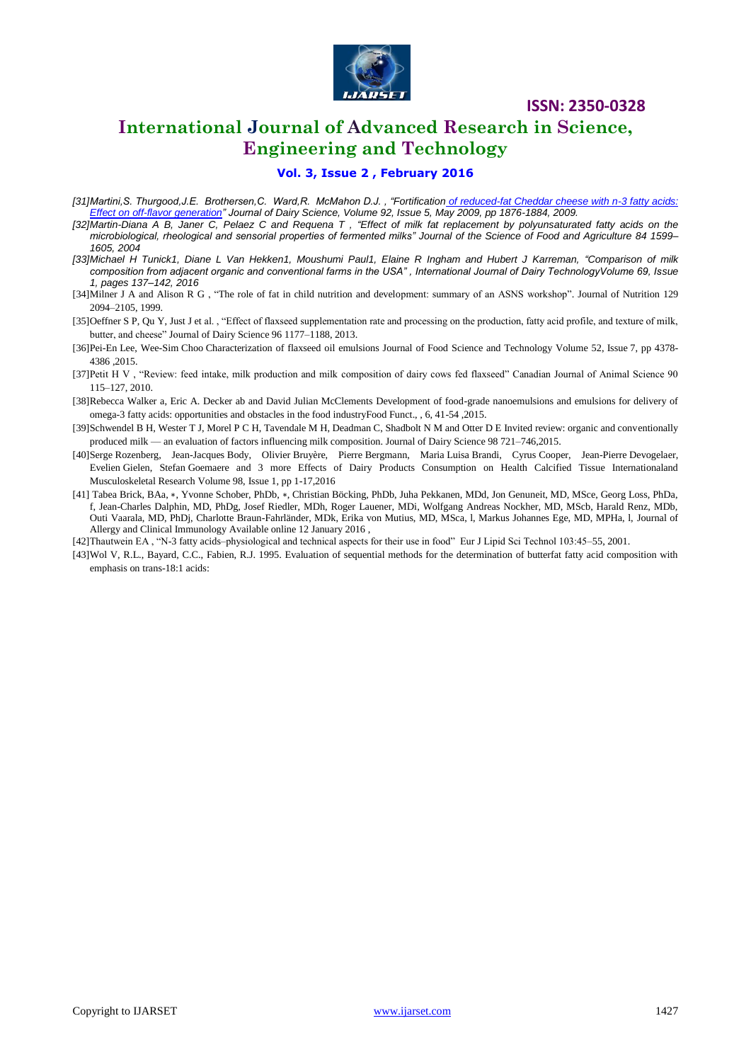*[31]Martini,S. Thurgood,J.E. Brothersen,C. Ward,R. McMahon D.J. , "Fortification of reduced-fat Cheddar cheese with n-3 fatty acids: Effect on off-flavor generation" Journal of Dairy Science, Volume 92, Issue 5, May 2009, pp 1876-1884, 2009.*

*[32]Martin-Diana A B, Janer C, Pelaez C and Requena T , "Effect of milk fat replacement by polyunsaturated fatty acids on the microbiological, rheological and sensorial properties of fermented milks" Journal of the Science of Food and Agriculture 84 1599–1605, 2004*

*[33]Michael H Tunick1, Diane L Van Hekken1, Moushumi Paul1, Elaine R Ingham and Hubert J Karreman, "Comparison of milk composition from adjacent organic and conventional farms in the USA" , International Journal of Dairy TechnologyVolume 69, Issue 1, pages 137–142, 2016*

[34]Milner J A and Alison R G , "The role of fat in child nutrition and development: summary of an ASNS workshop". Journal of Nutrition 129 2094–2105, 1999.

[35]Oeffner S P, Qu Y, Just J et al. , "Effect of flaxseed supplementation rate and processing on the production, fatty acid profile, and texture of milk, butter, and cheese" Journal of Dairy Science 96 1177–1188, 2013.

[36]Pei-En Lee, Wee-Sim Choo Characterization of flaxseed oil emulsions Journal of Food Science and Technology Volume 52, Issue 7, pp 4378-4386 ,2015.

[37]Petit H V , "Review: feed intake, milk production and milk composition of dairy cows fed flaxseed" Canadian Journal of Animal Science 90 115–127, 2010.

[38]Rebecca Walker a, Eric A. Decker ab and David Julian McClements Development of food-grade nanoemulsions and emulsions for delivery of omega-3 fatty acids: opportunities and obstacles in the food industryFood Funct., , 6, 41-54 ,2015.

[39]Schwendel B H, Wester T J, Morel P C H, Tavendale M H, Deadman C, Shadbolt N M and Otter D E Invited review: organic and conventionally produced milk — an evaluation of factors influencing milk composition. Journal of Dairy Science 98 721–746,2015.

[40]Serge Rozenberg, Jean-Jacques Body, Olivier Bruyère, Pierre Bergmann, Maria Luisa Brandi, Cyrus Cooper, Jean-Pierre Devogelaer, Evelien Gielen, Stefan Goemaere and 3 more Effects of Dairy Products Consumption on Health Calcified Tissue Internationaland Musculoskeletal Research Volume 98, Issue 1, pp 1-17,2016

[41] Tabea Brick, BAa, ∗, Yvonne Schober, PhDb, ∗, Christian Böcking, PhDb, Juha Pekkanen, MDd, Jon Genuneit, MD, MSce, Georg Loss, PhDa, f, Jean-Charles Dalphin, MD, PhDg, Josef Riedler, MDh, Roger Lauener, MDi, Wolfgang Andreas Nockher, MD, MScb, Harald Renz, MDb, Outi Vaarala, MD, PhDj, Charlotte Braun-Fahrländer, MDk, Erika von Mutius, MD, MSca, l, Markus Johannes Ege, MD, MPHa, l, Journal of Allergy and Clinical Immunology Available online 12 January 2016 ,

[42]Thautwein EA , "N-3 fatty acids–physiological and technical aspects for their use in food" Eur J Lipid Sci Technol 103:45–55, 2001.

[43]Wol V, R.L., Bayard, C.C., Fabien, R.J. 1995. Evaluation of sequential methods for the determination of butterfat fatty acid composition with emphasis on trans-18:1 acids: